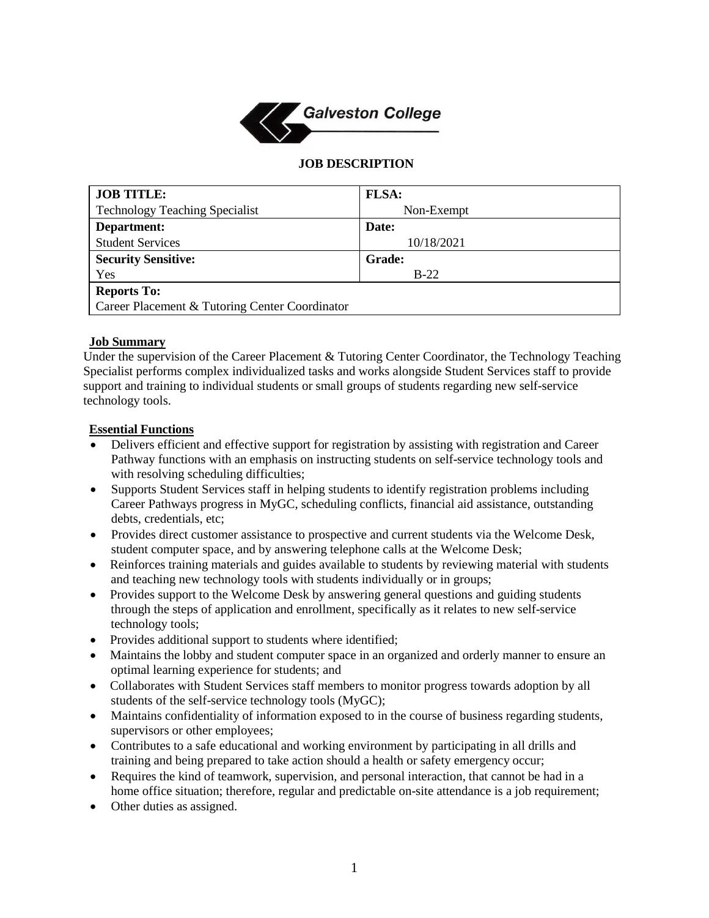Galveston College

## JOB DESCRIPTION

| JOB TITLE: Technology Teaching Specialist | FLSA: Non-Exempt |
| --- | --- |
| **Department:** Student Services | **Date:** 10/18/2021 |
| **Security Sensitive:** Yes | **Grade:** B-22 |
| **Reports To:** Career Placement & Tutoring Center Coordinator | |

### Job Summary

Under the supervision of the Career Placement & Tutoring Center Coordinator, the Technology Teaching Specialist performs complex individualized tasks and works alongside Student Services staff to provide support and training to individual students or small groups of students regarding new self-service technology tools.

### Essential Functions

- Delivers efficient and effective support for registration by assisting with registration and Career Pathway functions with an emphasis on instructing students on self-service technology tools and with resolving scheduling difficulties;
- Supports Student Services staff in helping students to identify registration problems including Career Pathways progress in MyGC, scheduling conflicts, financial aid assistance, outstanding debts, credentials, etc;
- Provides direct customer assistance to prospective and current students via the Welcome Desk, student computer space, and by answering telephone calls at the Welcome Desk;
- Reinforces training materials and guides available to students by reviewing material with students and teaching new technology tools with students individually or in groups;
- Provides support to the Welcome Desk by answering general questions and guiding students through the steps of application and enrollment, specifically as it relates to new self-service technology tools;
- Provides additional support to students where identified;
- Maintains the lobby and student computer space in an organized and orderly manner to ensure an optimal learning experience for students; and
- Collaborates with Student Services staff members to monitor progress towards adoption by all students of the self-service technology tools (MyGC);
- Maintains confidentiality of information exposed to in the course of business regarding students, supervisors or other employees;
- Contributes to a safe educational and working environment by participating in all drills and training and being prepared to take action should a health or safety emergency occur;
- Requires the kind of teamwork, supervision, and personal interaction, that cannot be had in a home office situation; therefore, regular and predictable on-site attendance is a job requirement;
- Other duties as assigned.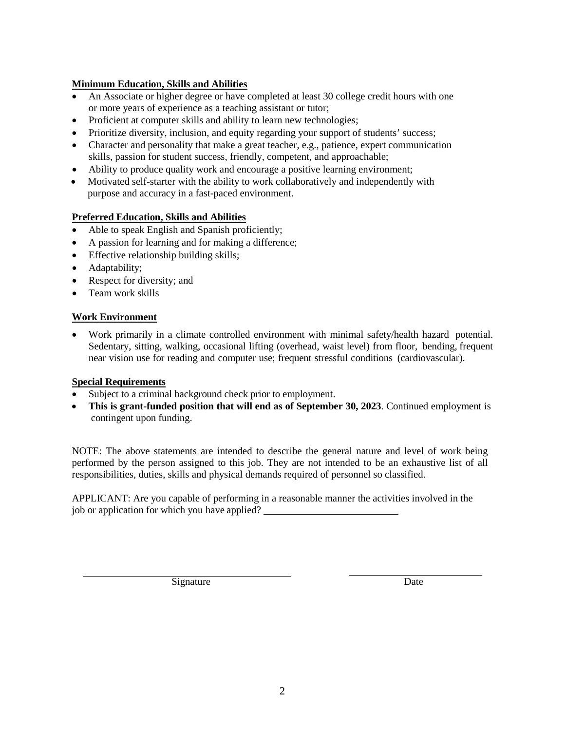**Minimum Education, Skills and Abilities**

- An Associate or higher degree or have completed at least 30 college credit hours with one or more years of experience as a teaching assistant or tutor;
- Proficient at computer skills and ability to learn new technologies;
- Prioritize diversity, inclusion, and equity regarding your support of students' success;
- Character and personality that make a great teacher, e.g., patience, expert communication skills, passion for student success, friendly, competent, and approachable;
- Ability to produce quality work and encourage a positive learning environment;
- Motivated self-starter with the ability to work collaboratively and independently with purpose and accuracy in a fast-paced environment.

**Preferred Education, Skills and Abilities**

- Able to speak English and Spanish proficiently;
- A passion for learning and for making a difference;
- Effective relationship building skills;
- Adaptability;
- Respect for diversity; and
- Team work skills

**Work Environment**

- Work primarily in a climate controlled environment with minimal safety/health hazard potential. Sedentary, sitting, walking, occasional lifting (overhead, waist level) from floor, bending, frequent near vision use for reading and computer use; frequent stressful conditions (cardiovascular).

**Special Requirements**

- Subject to a criminal background check prior to employment.
- **This is grant-funded position that will end as of September 30, 2023**. Continued employment is contingent upon funding.

NOTE: The above statements are intended to describe the general nature and level of work being performed by the person assigned to this job. They are not intended to be an exhaustive list of all responsibilities, duties, skills and physical demands required of personnel so classified.

APPLICANT: Are you capable of performing in a reasonable manner the activities involved in the job or application for which you have applied? ___________________________

_______________________________________ Signature

_________________________ Date